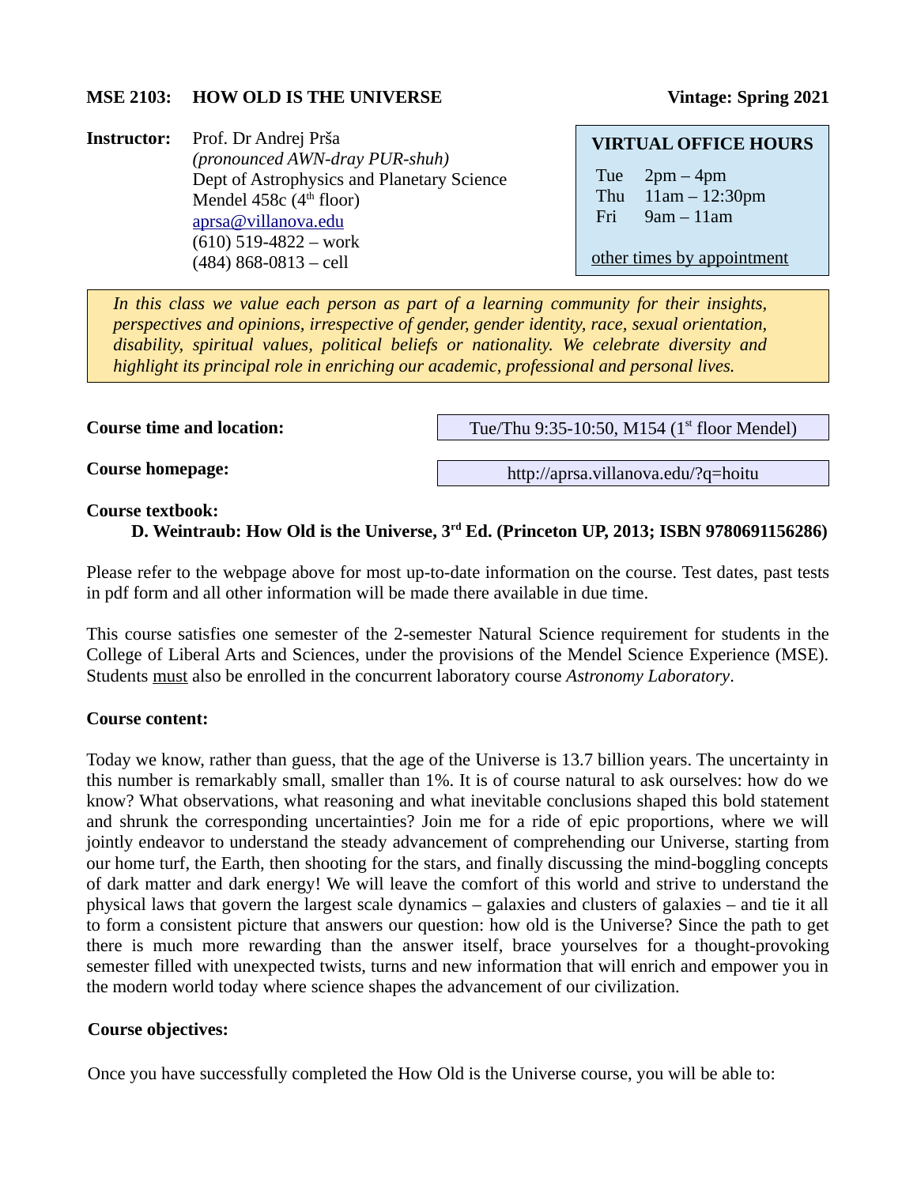**MSE 2103: HOW OLD IS THE UNIVERSE** **Vintage: Spring 2021**

**Instructor:** Prof. Dr Andrej Prša
*(pronounced AWN-dray PUR-shuh)*
Dept of Astrophysics and Planetary Science
Mendel 458c (4th floor)
aprsa@villanova.edu
(610) 519-4822 – work
(484) 868-0813 – cell

**VIRTUAL OFFICE HOURS**

| | |
|---|---|
| Tue | 2pm – 4pm |
| Thu | 11am – 12:30pm |
| Fri | 9am – 11am |

other times by appointment

*In this class we value each person as part of a learning community for their insights, perspectives and opinions, irrespective of gender, gender identity, race, sexual orientation, disability, spiritual values, political beliefs or nationality. We celebrate diversity and highlight its principal role in enriching our academic, professional and personal lives.*

**Course time and location:** Tue/Thu 9:35-10:50, M154 (1st floor Mendel)

**Course homepage:** http://aprsa.villanova.edu/?q=hoitu

**Course textbook:**

**D. Weintraub: How Old is the Universe, 3rd Ed. (Princeton UP, 2013; ISBN 9780691156286)**

Please refer to the webpage above for most up-to-date information on the course. Test dates, past tests in pdf form and all other information will be made there available in due time.

This course satisfies one semester of the 2-semester Natural Science requirement for students in the College of Liberal Arts and Sciences, under the provisions of the Mendel Science Experience (MSE). Students must also be enrolled in the concurrent laboratory course *Astronomy Laboratory*.

**Course content:**

Today we know, rather than guess, that the age of the Universe is 13.7 billion years. The uncertainty in this number is remarkably small, smaller than 1%. It is of course natural to ask ourselves: how do we know? What observations, what reasoning and what inevitable conclusions shaped this bold statement and shrunk the corresponding uncertainties? Join me for a ride of epic proportions, where we will jointly endeavor to understand the steady advancement of comprehending our Universe, starting from our home turf, the Earth, then shooting for the stars, and finally discussing the mind-boggling concepts of dark matter and dark energy! We will leave the comfort of this world and strive to understand the physical laws that govern the largest scale dynamics – galaxies and clusters of galaxies – and tie it all to form a consistent picture that answers our question: how old is the Universe? Since the path to get there is much more rewarding than the answer itself, brace yourselves for a thought-provoking semester filled with unexpected twists, turns and new information that will enrich and empower you in the modern world today where science shapes the advancement of our civilization.

**Course objectives:**

Once you have successfully completed the How Old is the Universe course, you will be able to: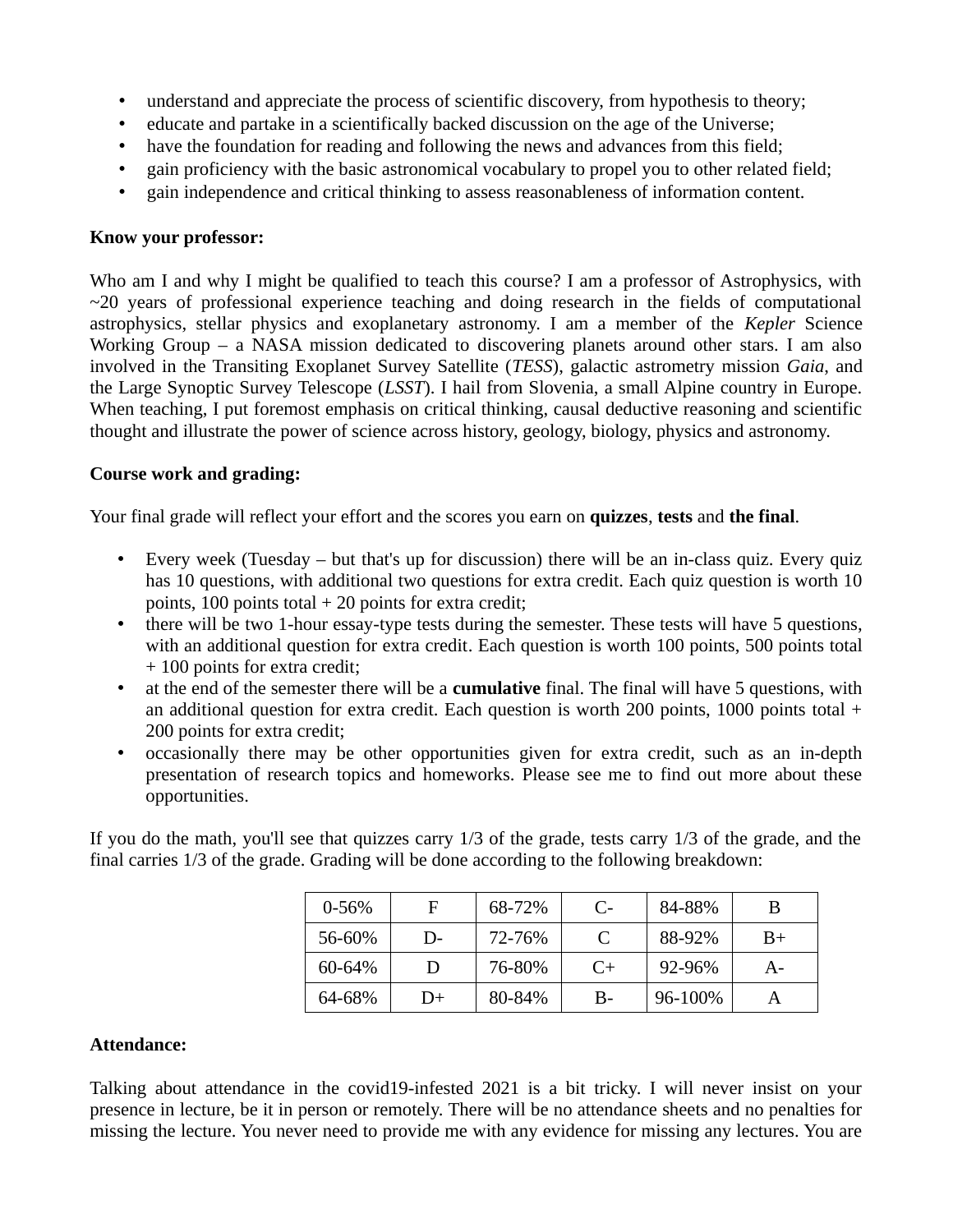- understand and appreciate the process of scientific discovery, from hypothesis to theory;
- educate and partake in a scientifically backed discussion on the age of the Universe;
- have the foundation for reading and following the news and advances from this field;
- gain proficiency with the basic astronomical vocabulary to propel you to other related field;
- gain independence and critical thinking to assess reasonableness of information content.

**Know your professor:**

Who am I and why I might be qualified to teach this course? I am a professor of Astrophysics, with ~20 years of professional experience teaching and doing research in the fields of computational astrophysics, stellar physics and exoplanetary astronomy. I am a member of the *Kepler* Science Working Group – a NASA mission dedicated to discovering planets around other stars. I am also involved in the Transiting Exoplanet Survey Satellite (*TESS*), galactic astrometry mission *Gaia*, and the Large Synoptic Survey Telescope (*LSST*). I hail from Slovenia, a small Alpine country in Europe. When teaching, I put foremost emphasis on critical thinking, causal deductive reasoning and scientific thought and illustrate the power of science across history, geology, biology, physics and astronomy.

**Course work and grading:**

Your final grade will reflect your effort and the scores you earn on **quizzes**, **tests** and **the final**.

- Every week (Tuesday – but that's up for discussion) there will be an in-class quiz. Every quiz has 10 questions, with additional two questions for extra credit. Each quiz question is worth 10 points, 100 points total + 20 points for extra credit;
- there will be two 1-hour essay-type tests during the semester. These tests will have 5 questions, with an additional question for extra credit. Each question is worth 100 points, 500 points total + 100 points for extra credit;
- at the end of the semester there will be a **cumulative** final. The final will have 5 questions, with an additional question for extra credit. Each question is worth 200 points, 1000 points total + 200 points for extra credit;
- occasionally there may be other opportunities given for extra credit, such as an in-depth presentation of research topics and homeworks. Please see me to find out more about these opportunities.

If you do the math, you'll see that quizzes carry 1/3 of the grade, tests carry 1/3 of the grade, and the final carries 1/3 of the grade. Grading will be done according to the following breakdown:

| | | | | | |
|---|---|---|---|---|---|
| 0-56% | F | 68-72% | C- | 84-88% | B |
| 56-60% | D- | 72-76% | C | 88-92% | B+ |
| 60-64% | D | 76-80% | C+ | 92-96% | A- |
| 64-68% | D+ | 80-84% | B- | 96-100% | A |

**Attendance:**

Talking about attendance in the covid19-infested 2021 is a bit tricky. I will never insist on your presence in lecture, be it in person or remotely. There will be no attendance sheets and no penalties for missing the lecture. You never need to provide me with any evidence for missing any lectures. You are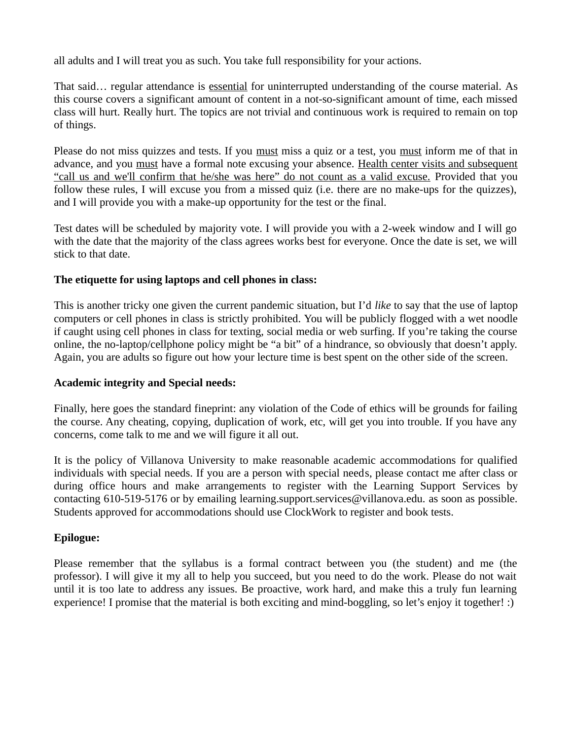all adults and I will treat you as such. You take full responsibility for your actions.

That said… regular attendance is essential for uninterrupted understanding of the course material. As this course covers a significant amount of content in a not-so-significant amount of time, each missed class will hurt. Really hurt. The topics are not trivial and continuous work is required to remain on top of things.

Please do not miss quizzes and tests. If you must miss a quiz or a test, you must inform me of that in advance, and you must have a formal note excusing your absence. Health center visits and subsequent "call us and we'll confirm that he/she was here" do not count as a valid excuse. Provided that you follow these rules, I will excuse you from a missed quiz (i.e. there are no make-ups for the quizzes), and I will provide you with a make-up opportunity for the test or the final.

Test dates will be scheduled by majority vote. I will provide you with a 2-week window and I will go with the date that the majority of the class agrees works best for everyone. Once the date is set, we will stick to that date.

**The etiquette for using laptops and cell phones in class:**

This is another tricky one given the current pandemic situation, but I'd *like* to say that the use of laptop computers or cell phones in class is strictly prohibited. You will be publicly flogged with a wet noodle if caught using cell phones in class for texting, social media or web surfing. If you're taking the course online, the no-laptop/cellphone policy might be "a bit" of a hindrance, so obviously that doesn't apply. Again, you are adults so figure out how your lecture time is best spent on the other side of the screen.

**Academic integrity and Special needs:**

Finally, here goes the standard fineprint: any violation of the Code of ethics will be grounds for failing the course. Any cheating, copying, duplication of work, etc, will get you into trouble. If you have any concerns, come talk to me and we will figure it all out.

It is the policy of Villanova University to make reasonable academic accommodations for qualified individuals with special needs. If you are a person with special needs, please contact me after class or during office hours and make arrangements to register with the Learning Support Services by contacting 610-519-5176 or by emailing learning.support.services@villanova.edu. as soon as possible. Students approved for accommodations should use ClockWork to register and book tests.

**Epilogue:**

Please remember that the syllabus is a formal contract between you (the student) and me (the professor). I will give it my all to help you succeed, but you need to do the work. Please do not wait until it is too late to address any issues. Be proactive, work hard, and make this a truly fun learning experience! I promise that the material is both exciting and mind-boggling, so let's enjoy it together! :)